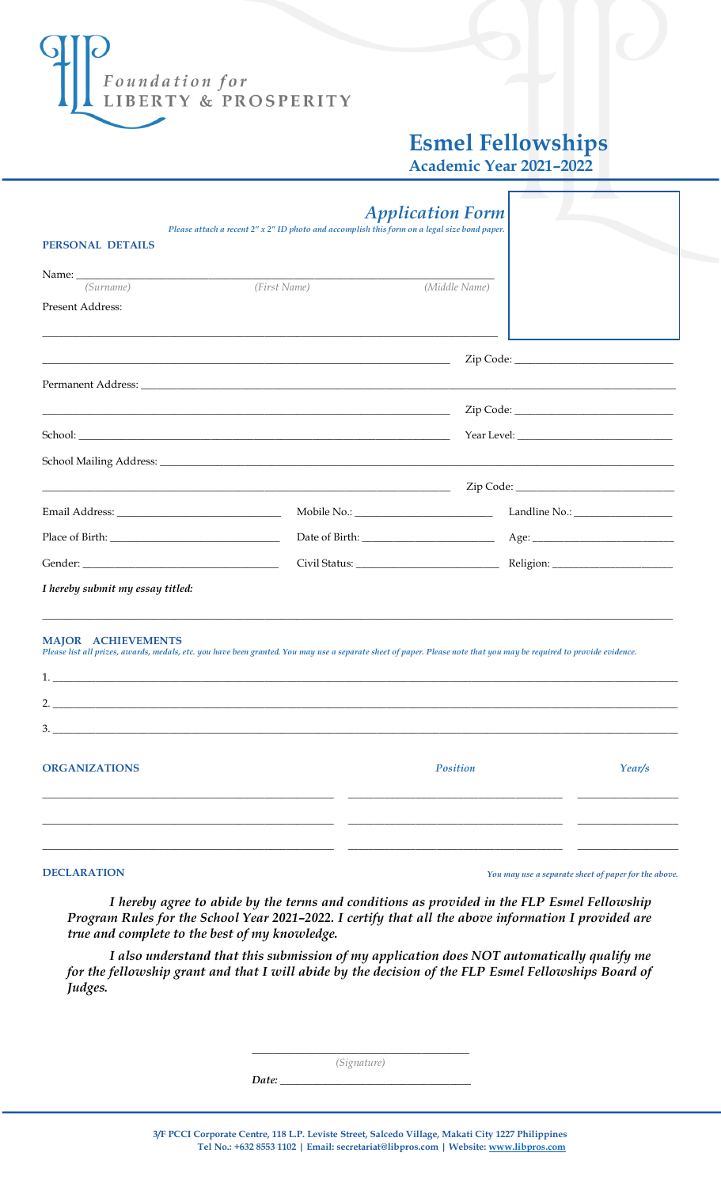Foundation for
LIBERTY & PROSPERITY

# Esmel Fellowships

**Academic Year 2021–2022**

## *Application Form*

*Please attach a recent 2″ x 2″ ID photo and accomplish this form on a legal size bond paper.*

### PERSONAL DETAILS

Name: ______________________________________________
(Surname) (First Name) (Middle Name)

Present Address: ______________________________________________

______________________________________________ Zip Code: ______________

Permanent Address: ______________________________________________

______________________________________________ Zip Code: ______________

School: ______________________________ Year Level: ______________

School Mailing Address: ______________________________________________

______________________________________________ Zip Code: ______________

Email Address: ______________ Mobile No.: ______________ Landline No.: ______________

Place of Birth: ______________ Date of Birth: ______________ Age: ______________

Gender: ______________ Civil Status: ______________ Religion: ______________

*I hereby submit my essay titled:*

______________________________________________

### MAJOR ACHIEVEMENTS

*Please list all prizes, awards, medals, etc. you have been granted. You may use a separate sheet of paper. Please note that you may be required to provide evidence.*

1. ______________________________________________
2. ______________________________________________
3. ______________________________________________

### ORGANIZATIONS

| ORGANIZATIONS | *Position* | *Year/s* |
|---|---|---|
| | | |
| | | |
| | | |

*You may use a separate sheet of paper for the above.*

### DECLARATION

*I hereby agree to abide by the terms and conditions as provided in the FLP Esmel Fellowship Program Rules for the School Year 2021–2022. I certify that all the above information I provided are true and complete to the best of my knowledge.*

*I also understand that this submission of my application does NOT automatically qualify me for the fellowship grant and that I will abide by the decision of the FLP Esmel Fellowships Board of Judges.*

______________________________
(Signature)

***Date:*** ______________________________

**3/F PCCI Corporate Centre, 118 L.P. Leviste Street, Salcedo Village, Makati City 1227 Philippines**
**Tel No.: +632 8553 1102 | Email: secretariat@libpros.com | Website: www.libpros.com**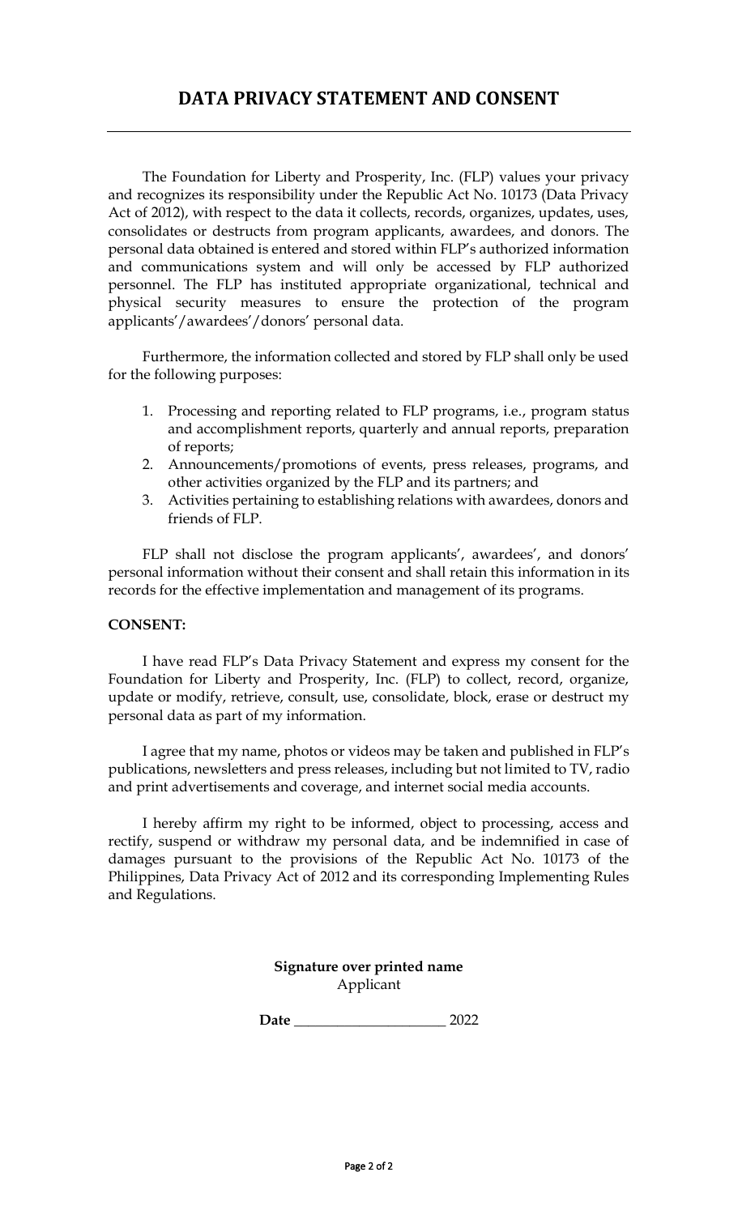# DATA PRIVACY STATEMENT AND CONSENT

The Foundation for Liberty and Prosperity, Inc. (FLP) values your privacy and recognizes its responsibility under the Republic Act No. 10173 (Data Privacy Act of 2012), with respect to the data it collects, records, organizes, updates, uses, consolidates or destructs from program applicants, awardees, and donors. The personal data obtained is entered and stored within FLP's authorized information and communications system and will only be accessed by FLP authorized personnel. The FLP has instituted appropriate organizational, technical and physical security measures to ensure the protection of the program applicants'/awardees'/donors' personal data.

Furthermore, the information collected and stored by FLP shall only be used for the following purposes:

1. Processing and reporting related to FLP programs, i.e., program status and accomplishment reports, quarterly and annual reports, preparation of reports;
2. Announcements/promotions of events, press releases, programs, and other activities organized by the FLP and its partners; and
3. Activities pertaining to establishing relations with awardees, donors and friends of FLP.

FLP shall not disclose the program applicants', awardees', and donors' personal information without their consent and shall retain this information in its records for the effective implementation and management of its programs.

**CONSENT:**

I have read FLP's Data Privacy Statement and express my consent for the Foundation for Liberty and Prosperity, Inc. (FLP) to collect, record, organize, update or modify, retrieve, consult, use, consolidate, block, erase or destruct my personal data as part of my information.

I agree that my name, photos or videos may be taken and published in FLP's publications, newsletters and press releases, including but not limited to TV, radio and print advertisements and coverage, and internet social media accounts.

I hereby affirm my right to be informed, object to processing, access and rectify, suspend or withdraw my personal data, and be indemnified in case of damages pursuant to the provisions of the Republic Act No. 10173 of the Philippines, Data Privacy Act of 2012 and its corresponding Implementing Rules and Regulations.

**Signature over printed name**
Applicant

**Date** ____________________ 2022